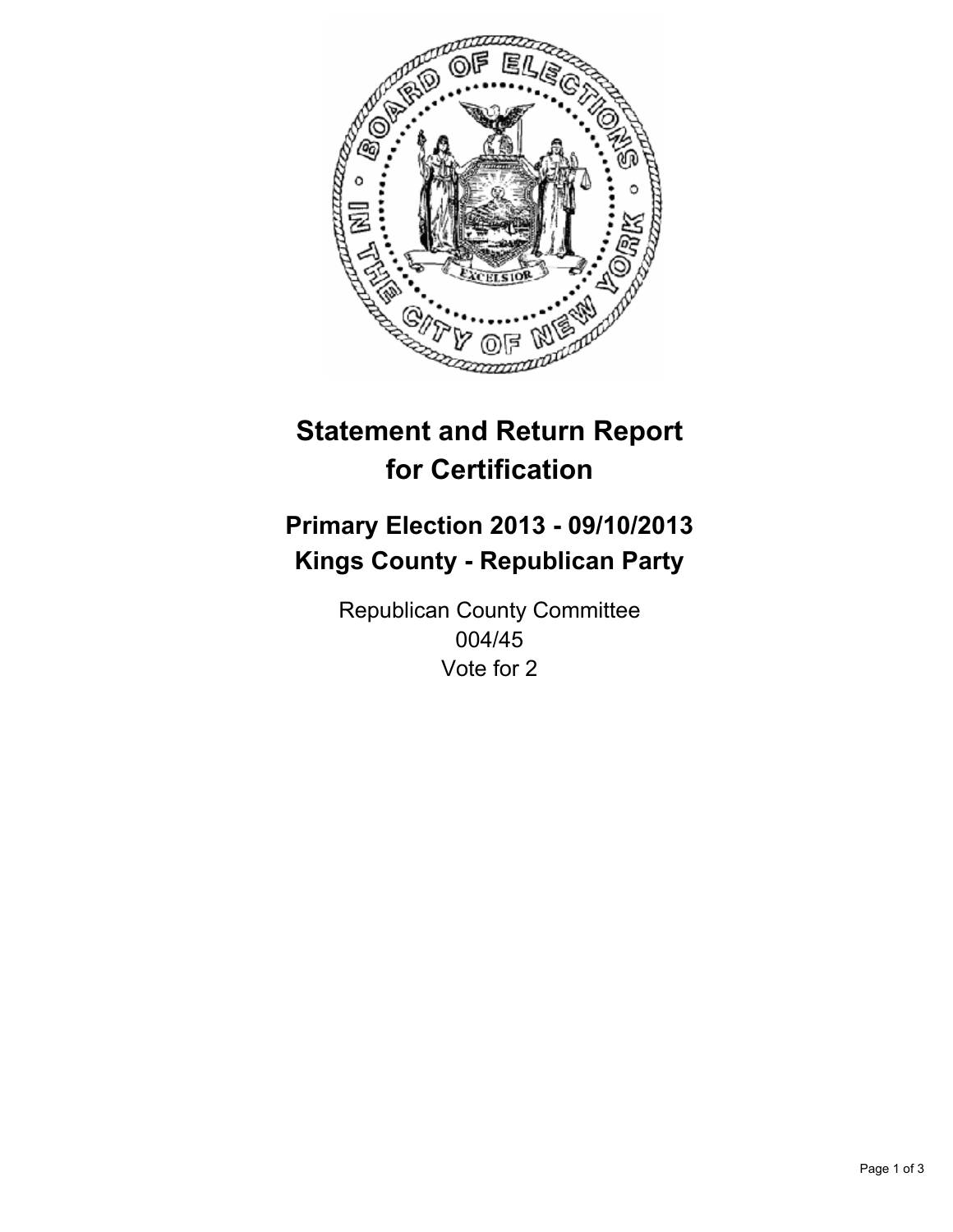# Statement and Return Report for Certification

## Primary Election 2013 - 09/10/2013
## Kings County - Republican Party

Republican County Committee
004/45
Vote for 2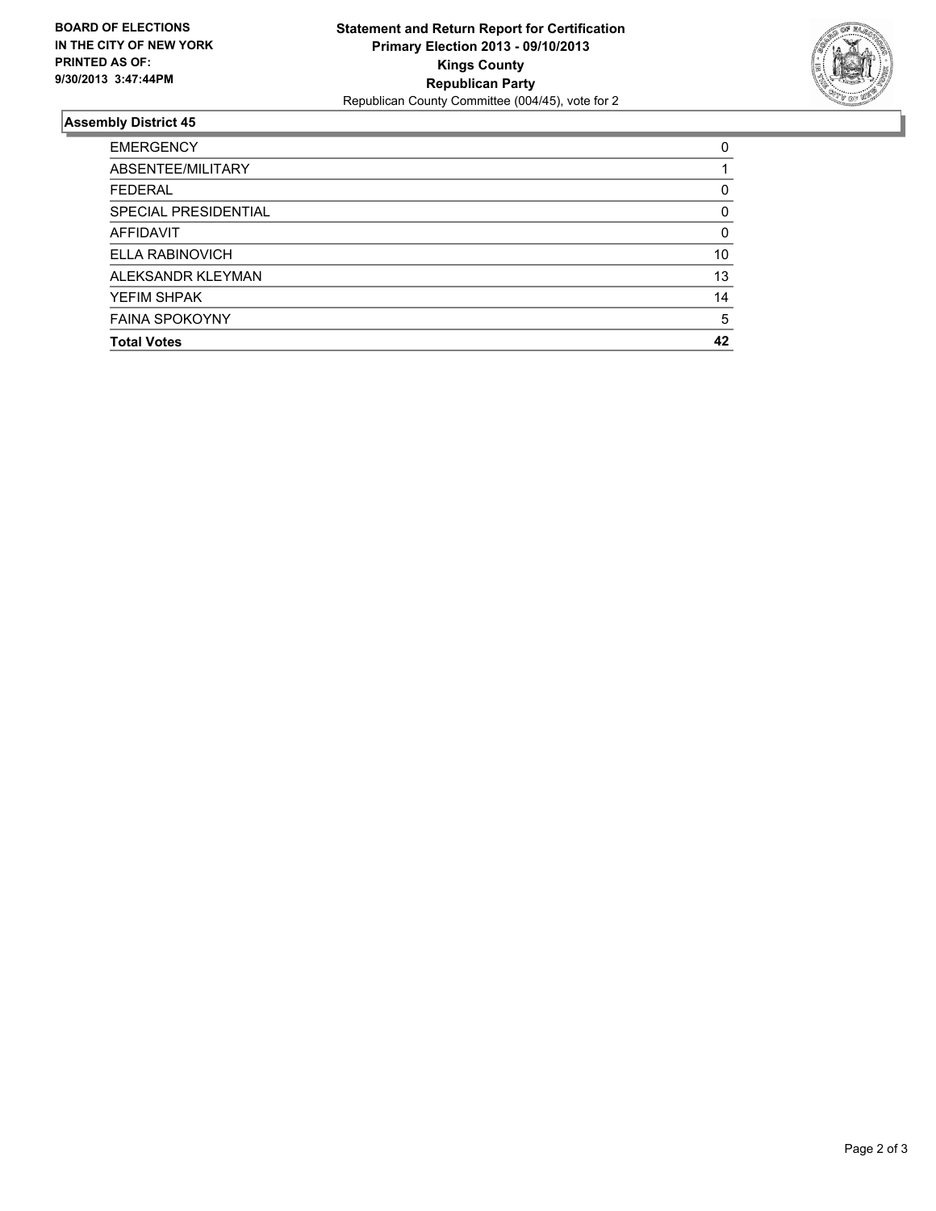**BOARD OF ELECTIONS IN THE CITY OF NEW YORK PRINTED AS OF: 9/30/2013 3:47:44PM**

**Statement and Return Report for Certification**
**Primary Election 2013 - 09/10/2013**
**Kings County**
**Republican Party**
Republican County Committee (004/45), vote for 2

## Assembly District 45

| | |
|---|---|
| EMERGENCY | 0 |
| ABSENTEE/MILITARY | 1 |
| FEDERAL | 0 |
| SPECIAL PRESIDENTIAL | 0 |
| AFFIDAVIT | 0 |
| ELLA RABINOVICH | 10 |
| ALEKSANDR KLEYMAN | 13 |
| YEFIM SHPAK | 14 |
| FAINA SPOKOYNY | 5 |
| **Total Votes** | **42** |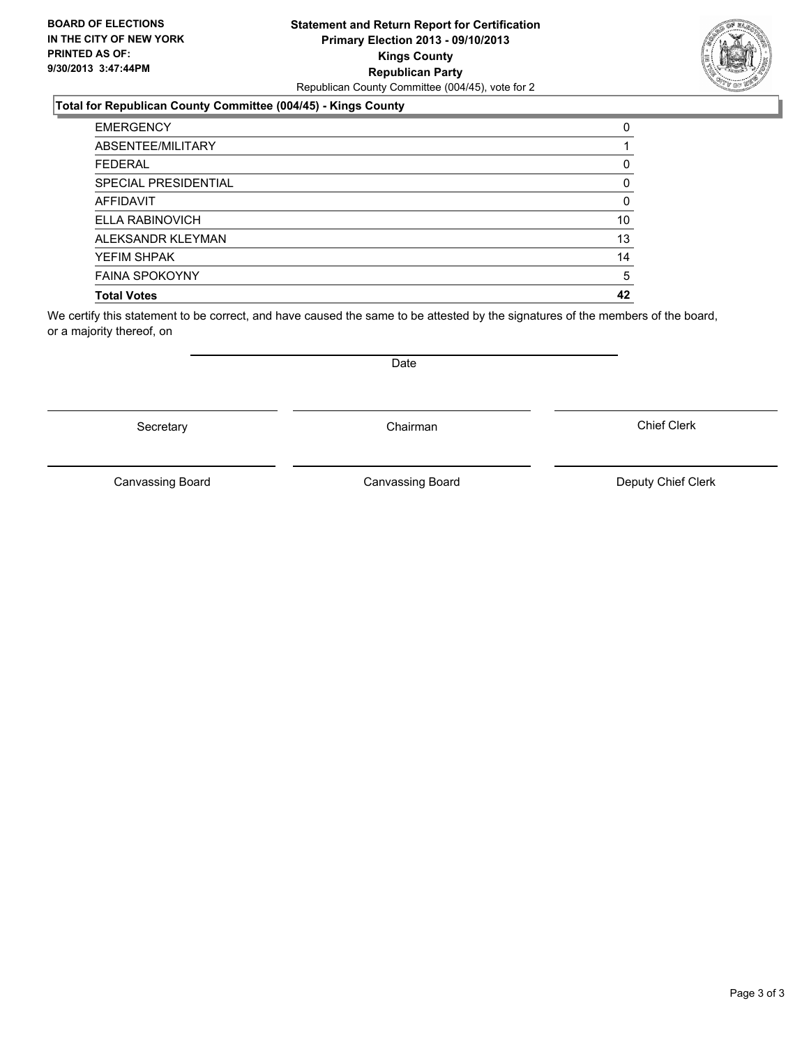**BOARD OF ELECTIONS IN THE CITY OF NEW YORK PRINTED AS OF: 9/30/2013 3:47:44PM**

**Statement and Return Report for Certification**
**Primary Election 2013 - 09/10/2013**
**Kings County**
**Republican Party**
Republican County Committee (004/45), vote for 2

**Total for Republican County Committee (004/45) - Kings County**

| | |
|---|---|
| EMERGENCY | 0 |
| ABSENTEE/MILITARY | 1 |
| FEDERAL | 0 |
| SPECIAL PRESIDENTIAL | 0 |
| AFFIDAVIT | 0 |
| ELLA RABINOVICH | 10 |
| ALEKSANDR KLEYMAN | 13 |
| YEFIM SHPAK | 14 |
| FAINA SPOKOYNY | 5 |
| **Total Votes** | **42** |

We certify this statement to be correct, and have caused the same to be attested by the signatures of the members of the board, or a majority thereof, on

Date

Secretary | Chairman | Chief Clerk

Canvassing Board | Canvassing Board | Deputy Chief Clerk